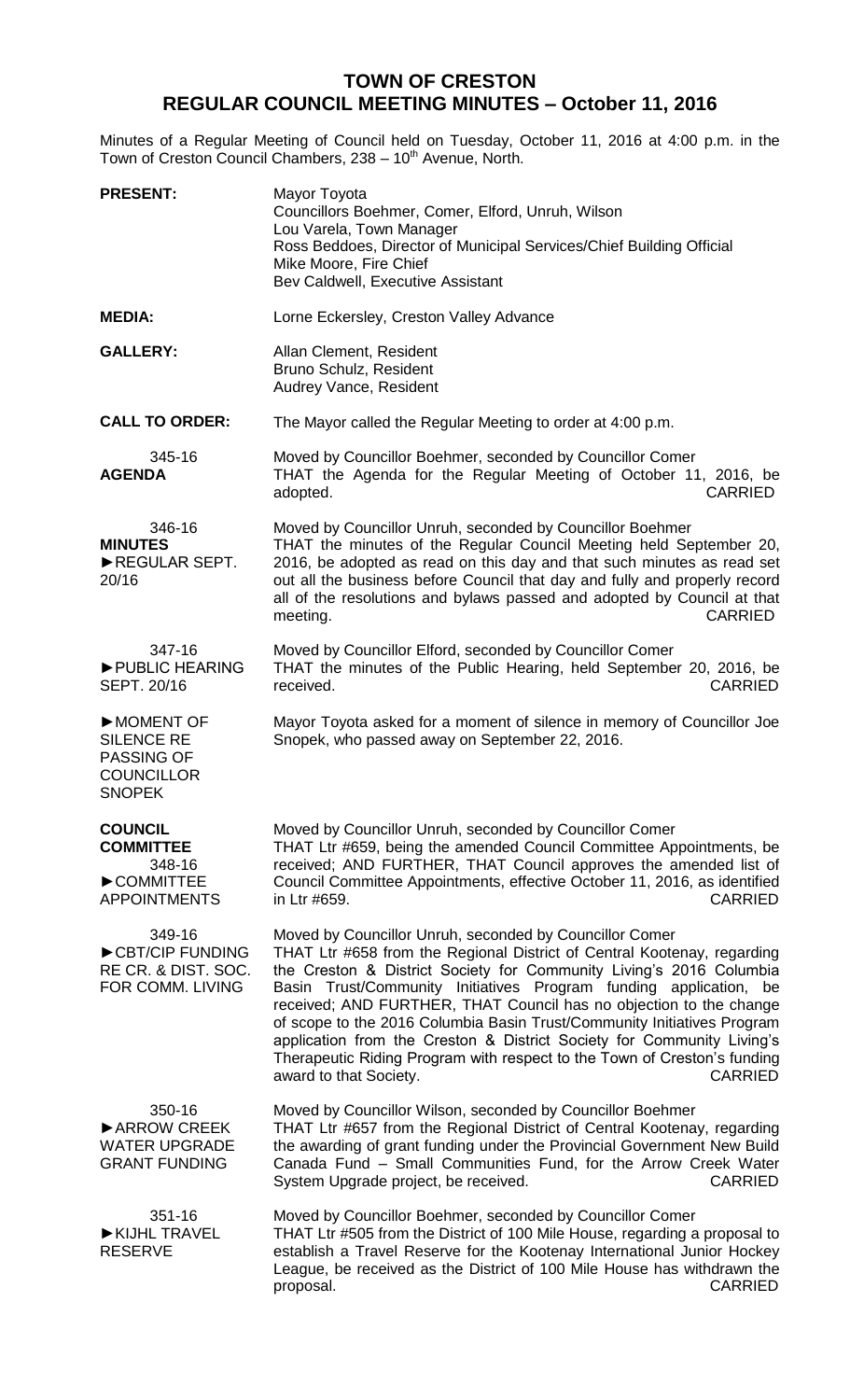# TOWN OF CRESTON
## REGULAR COUNCIL MEETING MINUTES – October 11, 2016

Minutes of a Regular Meeting of Council held on Tuesday, October 11, 2016 at 4:00 p.m. in the Town of Creston Council Chambers, 238 – 10th Avenue, North.

**PRESENT:** Mayor Toyota
Councillors Boehmer, Comer, Elford, Unruh, Wilson
Lou Varela, Town Manager
Ross Beddoes, Director of Municipal Services/Chief Building Official
Mike Moore, Fire Chief
Bev Caldwell, Executive Assistant

**MEDIA:** Lorne Eckersley, Creston Valley Advance

**GALLERY:** Allan Clement, Resident
Bruno Schulz, Resident
Audrey Vance, Resident

**CALL TO ORDER:** The Mayor called the Regular Meeting to order at 4:00 p.m.

345-16
**AGENDA**

Moved by Councillor Boehmer, seconded by Councillor Comer
THAT the Agenda for the Regular Meeting of October 11, 2016, be adopted. CARRIED

346-16
**MINUTES**
►REGULAR SEPT. 20/16

Moved by Councillor Unruh, seconded by Councillor Boehmer
THAT the minutes of the Regular Council Meeting held September 20, 2016, be adopted as read on this day and that such minutes as read set out all the business before Council that day and fully and properly record all of the resolutions and bylaws passed and adopted by Council at that meeting. CARRIED

347-16
►PUBLIC HEARING SEPT. 20/16

Moved by Councillor Elford, seconded by Councillor Comer
THAT the minutes of the Public Hearing, held September 20, 2016, be received. CARRIED

►MOMENT OF SILENCE RE PASSING OF COUNCILLOR SNOPEK

Mayor Toyota asked for a moment of silence in memory of Councillor Joe Snopek, who passed away on September 22, 2016.

**COUNCIL COMMITTEE**
348-16
►COMMITTEE APPOINTMENTS

Moved by Councillor Unruh, seconded by Councillor Comer
THAT Ltr #659, being the amended Council Committee Appointments, be received; AND FURTHER, THAT Council approves the amended list of Council Committee Appointments, effective October 11, 2016, as identified in Ltr #659. CARRIED

349-16
►CBT/CIP FUNDING RE CR. & DIST. SOC. FOR COMM. LIVING

Moved by Councillor Unruh, seconded by Councillor Comer
THAT Ltr #658 from the Regional District of Central Kootenay, regarding the Creston & District Society for Community Living's 2016 Columbia Basin Trust/Community Initiatives Program funding application, be received; AND FURTHER, THAT Council has no objection to the change of scope to the 2016 Columbia Basin Trust/Community Initiatives Program application from the Creston & District Society for Community Living's Therapeutic Riding Program with respect to the Town of Creston's funding award to that Society. CARRIED

350-16
►ARROW CREEK WATER UPGRADE GRANT FUNDING

Moved by Councillor Wilson, seconded by Councillor Boehmer
THAT Ltr #657 from the Regional District of Central Kootenay, regarding the awarding of grant funding under the Provincial Government New Build Canada Fund – Small Communities Fund, for the Arrow Creek Water System Upgrade project, be received. CARRIED

351-16
►KIJHL TRAVEL RESERVE

Moved by Councillor Boehmer, seconded by Councillor Comer
THAT Ltr #505 from the District of 100 Mile House, regarding a proposal to establish a Travel Reserve for the Kootenay International Junior Hockey League, be received as the District of 100 Mile House has withdrawn the proposal. CARRIED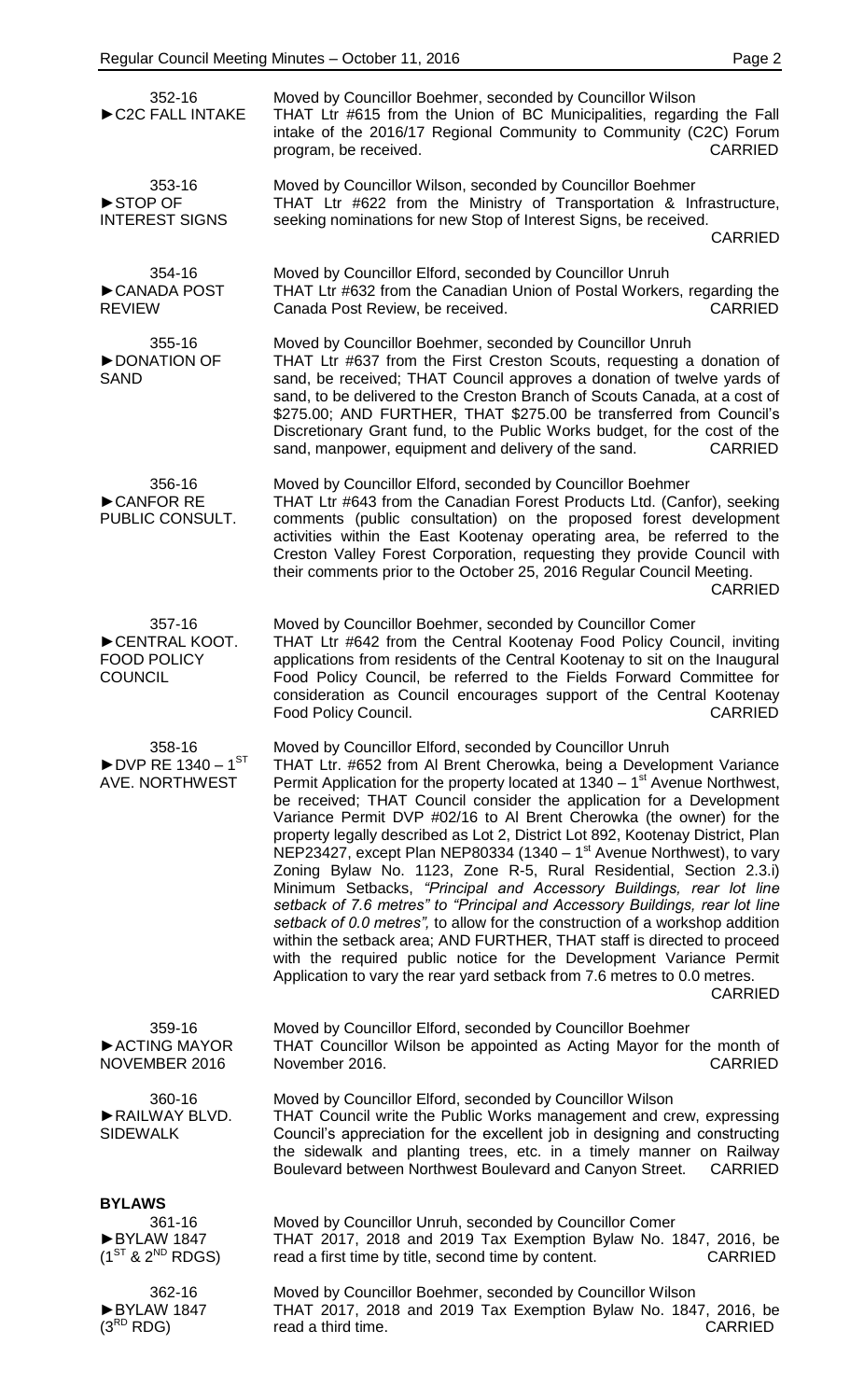352-16
►C2C FALL INTAKE

Moved by Councillor Boehmer, seconded by Councillor Wilson
THAT Ltr #615 from the Union of BC Municipalities, regarding the Fall intake of the 2016/17 Regional Community to Community (C2C) Forum program, be received. CARRIED

353-16
►STOP OF INTEREST SIGNS

Moved by Councillor Wilson, seconded by Councillor Boehmer
THAT Ltr #622 from the Ministry of Transportation & Infrastructure, seeking nominations for new Stop of Interest Signs, be received. CARRIED

354-16
►CANADA POST REVIEW

Moved by Councillor Elford, seconded by Councillor Unruh
THAT Ltr #632 from the Canadian Union of Postal Workers, regarding the Canada Post Review, be received. CARRIED

355-16
►DONATION OF SAND

Moved by Councillor Boehmer, seconded by Councillor Unruh
THAT Ltr #637 from the First Creston Scouts, requesting a donation of sand, be received; THAT Council approves a donation of twelve yards of sand, to be delivered to the Creston Branch of Scouts Canada, at a cost of \$275.00; AND FURTHER, THAT \$275.00 be transferred from Council's Discretionary Grant fund, to the Public Works budget, for the cost of the sand, manpower, equipment and delivery of the sand. CARRIED

356-16
►CANFOR RE PUBLIC CONSULT.

Moved by Councillor Elford, seconded by Councillor Boehmer
THAT Ltr #643 from the Canadian Forest Products Ltd. (Canfor), seeking comments (public consultation) on the proposed forest development activities within the East Kootenay operating area, be referred to the Creston Valley Forest Corporation, requesting they provide Council with their comments prior to the October 25, 2016 Regular Council Meeting. CARRIED

357-16
►CENTRAL KOOT. FOOD POLICY COUNCIL

Moved by Councillor Boehmer, seconded by Councillor Comer
THAT Ltr #642 from the Central Kootenay Food Policy Council, inviting applications from residents of the Central Kootenay to sit on the Inaugural Food Policy Council, be referred to the Fields Forward Committee for consideration as Council encourages support of the Central Kootenay Food Policy Council. CARRIED

358-16
►DVP RE 1340 – 1ST AVE. NORTHWEST

Moved by Councillor Elford, seconded by Councillor Unruh
THAT Ltr. #652 from Al Brent Cherowka, being a Development Variance Permit Application for the property located at 1340 – 1st Avenue Northwest, be received; THAT Council consider the application for a Development Variance Permit DVP #02/16 to Al Brent Cherowka (the owner) for the property legally described as Lot 2, District Lot 892, Kootenay District, Plan NEP23427, except Plan NEP80334 (1340 – 1st Avenue Northwest), to vary Zoning Bylaw No. 1123, Zone R-5, Rural Residential, Section 2.3.i) Minimum Setbacks, *"Principal and Accessory Buildings, rear lot line setback of 7.6 metres"* to *"Principal and Accessory Buildings, rear lot line setback of 0.0 metres",* to allow for the construction of a workshop addition within the setback area; AND FURTHER, THAT staff is directed to proceed with the required public notice for the Development Variance Permit Application to vary the rear yard setback from 7.6 metres to 0.0 metres. CARRIED

359-16
►ACTING MAYOR NOVEMBER 2016

Moved by Councillor Elford, seconded by Councillor Boehmer
THAT Councillor Wilson be appointed as Acting Mayor for the month of November 2016. CARRIED

360-16
►RAILWAY BLVD. SIDEWALK

Moved by Councillor Elford, seconded by Councillor Wilson
THAT Council write the Public Works management and crew, expressing Council's appreciation for the excellent job in designing and constructing the sidewalk and planting trees, etc. in a timely manner on Railway Boulevard between Northwest Boulevard and Canyon Street. CARRIED

**BYLAWS**

361-16
►BYLAW 1847 (1ST & 2ND RDGS)

Moved by Councillor Unruh, seconded by Councillor Comer
THAT 2017, 2018 and 2019 Tax Exemption Bylaw No. 1847, 2016, be read a first time by title, second time by content. CARRIED

362-16
►BYLAW 1847 (3RD RDG)

Moved by Councillor Boehmer, seconded by Councillor Wilson
THAT 2017, 2018 and 2019 Tax Exemption Bylaw No. 1847, 2016, be read a third time. CARRIED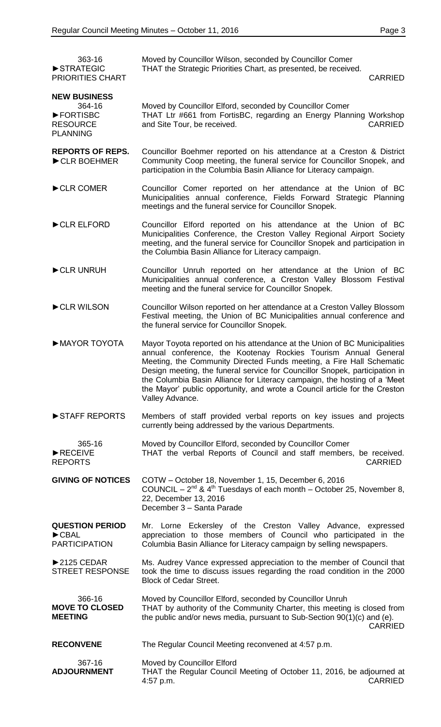**363-16**
**►STRATEGIC PRIORITIES CHART**

Moved by Councillor Wilson, seconded by Councillor Comer
THAT the Strategic Priorities Chart, as presented, be received.
CARRIED

**NEW BUSINESS**

**364-16**
**►FORTISBC RESOURCE PLANNING**

Moved by Councillor Elford, seconded by Councillor Comer
THAT Ltr #661 from FortisBC, regarding an Energy Planning Workshop and Site Tour, be received.
CARRIED

**REPORTS OF REPS.**

**►CLR BOEHMER**

Councillor Boehmer reported on his attendance at a Creston & District Community Coop meeting, the funeral service for Councillor Snopek, and participation in the Columbia Basin Alliance for Literacy campaign.

**►CLR COMER**

Councillor Comer reported on her attendance at the Union of BC Municipalities annual conference, Fields Forward Strategic Planning meetings and the funeral service for Councillor Snopek.

**►CLR ELFORD**

Councillor Elford reported on his attendance at the Union of BC Municipalities Conference, the Creston Valley Regional Airport Society meeting, and the funeral service for Councillor Snopek and participation in the Columbia Basin Alliance for Literacy campaign.

**►CLR UNRUH**

Councillor Unruh reported on her attendance at the Union of BC Municipalities annual conference, a Creston Valley Blossom Festival meeting and the funeral service for Councillor Snopek.

**►CLR WILSON**

Councillor Wilson reported on her attendance at a Creston Valley Blossom Festival meeting, the Union of BC Municipalities annual conference and the funeral service for Councillor Snopek.

**►MAYOR TOYOTA**

Mayor Toyota reported on his attendance at the Union of BC Municipalities annual conference, the Kootenay Rockies Tourism Annual General Meeting, the Community Directed Funds meeting, a Fire Hall Schematic Design meeting, the funeral service for Councillor Snopek, participation in the Columbia Basin Alliance for Literacy campaign, the hosting of a 'Meet the Mayor' public opportunity, and wrote a Council article for the Creston Valley Advance.

**►STAFF REPORTS**

Members of staff provided verbal reports on key issues and projects currently being addressed by the various Departments.

**365-16**
**►RECEIVE REPORTS**

Moved by Councillor Elford, seconded by Councillor Comer
THAT the verbal Reports of Council and staff members, be received.
CARRIED

**GIVING OF NOTICES**

COTW – October 18, November 1, 15, December 6, 2016
COUNCIL – 2nd & 4th Tuesdays of each month – October 25, November 8, 22, December 13, 2016
December 3 – Santa Parade

**QUESTION PERIOD**

**►CBAL PARTICIPATION**

Mr. Lorne Eckersley of the Creston Valley Advance, expressed appreciation to those members of Council who participated in the Columbia Basin Alliance for Literacy campaign by selling newspapers.

**►2125 CEDAR STREET RESPONSE**

Ms. Audrey Vance expressed appreciation to the member of Council that took the time to discuss issues regarding the road condition in the 2000 Block of Cedar Street.

**366-16**
**MOVE TO CLOSED MEETING**

Moved by Councillor Elford, seconded by Councillor Unruh
THAT by authority of the Community Charter, this meeting is closed from the public and/or news media, pursuant to Sub-Section 90(1)(c) and (e).
CARRIED

**RECONVENE**

The Regular Council Meeting reconvened at 4:57 p.m.

**367-16**
**ADJOURNMENT**

Moved by Councillor Elford
THAT the Regular Council Meeting of October 11, 2016, be adjourned at 4:57 p.m.
CARRIED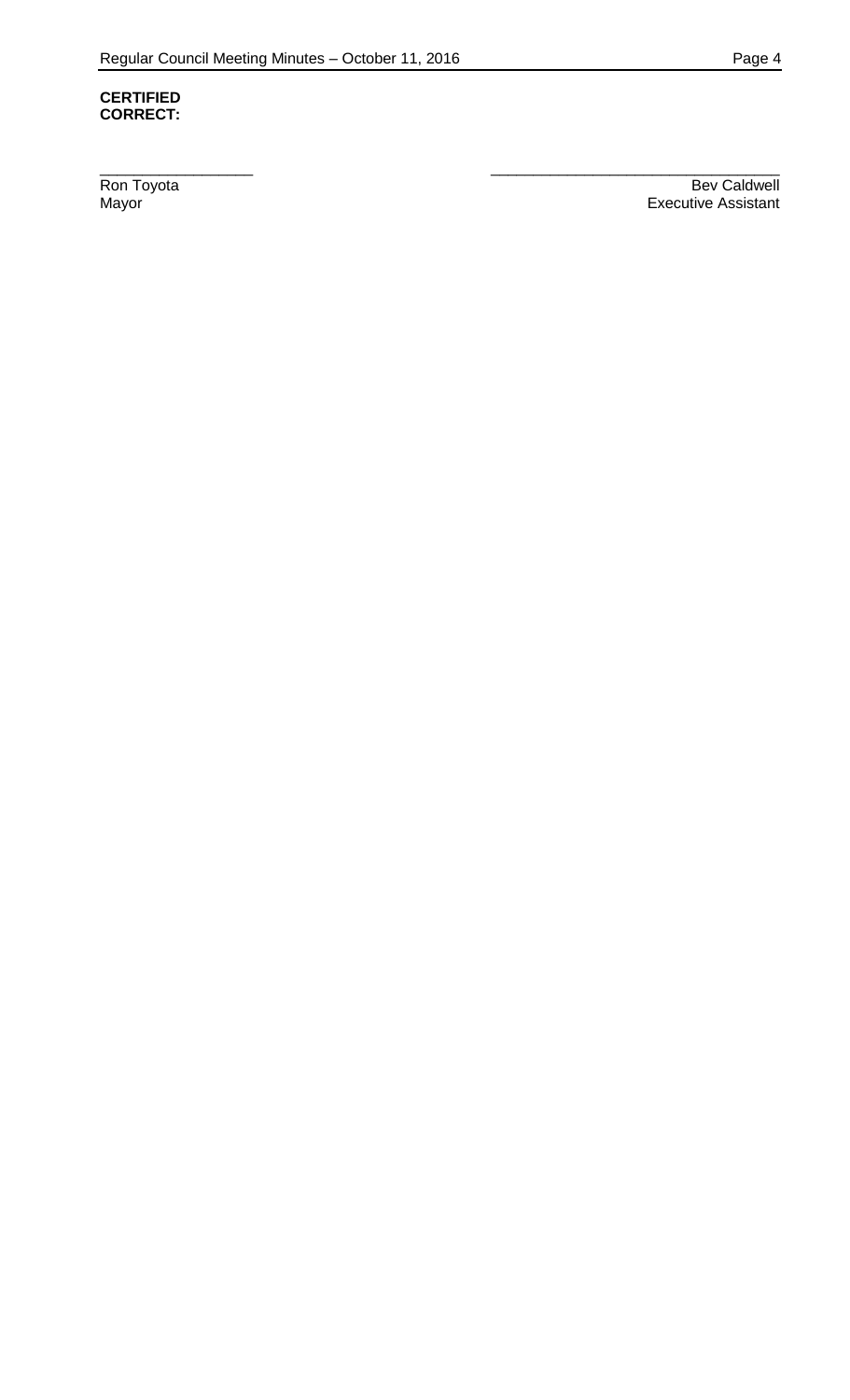**CERTIFIED CORRECT:**

| | |
|---|---|
| \_\_\_\_\_\_\_\_\_\_\_\_\_\_\_\_\_\_ | \_\_\_\_\_\_\_\_\_\_\_\_\_\_\_\_\_\_\_\_\_\_\_\_\_\_\_\_\_\_\_\_\_\_ |
| Ron Toyota | Bev Caldwell |
| Mayor | Executive Assistant |